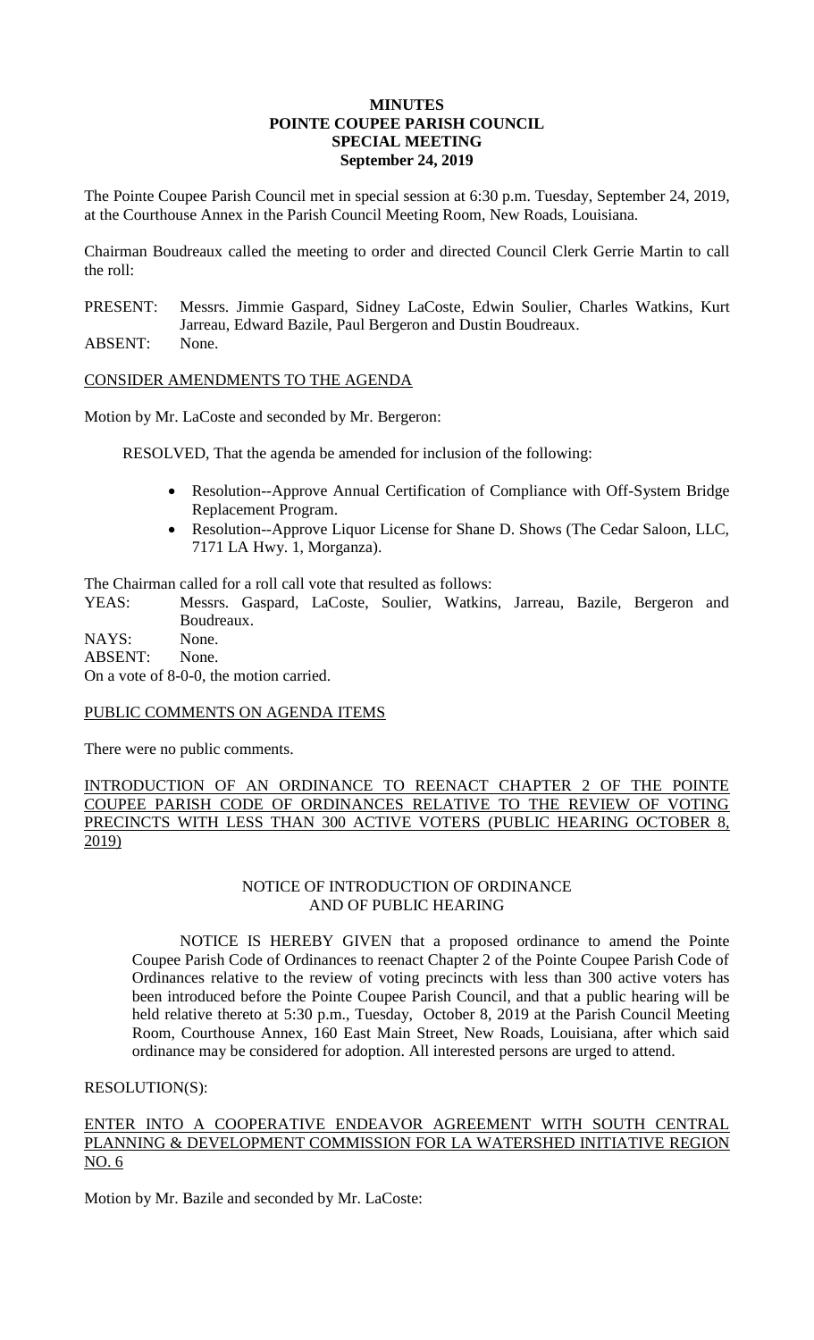**MINUTES**
**POINTE COUPEE PARISH COUNCIL**
**SPECIAL MEETING**
**September 24, 2019**

The Pointe Coupee Parish Council met in special session at 6:30 p.m. Tuesday, September 24, 2019, at the Courthouse Annex in the Parish Council Meeting Room, New Roads, Louisiana.

Chairman Boudreaux called the meeting to order and directed Council Clerk Gerrie Martin to call the roll:

PRESENT: Messrs. Jimmie Gaspard, Sidney LaCoste, Edwin Soulier, Charles Watkins, Kurt Jarreau, Edward Bazile, Paul Bergeron and Dustin Boudreaux.
ABSENT: None.

CONSIDER AMENDMENTS TO THE AGENDA

Motion by Mr. LaCoste and seconded by Mr. Bergeron:

RESOLVED, That the agenda be amended for inclusion of the following:

- Resolution--Approve Annual Certification of Compliance with Off-System Bridge Replacement Program.
- Resolution--Approve Liquor License for Shane D. Shows (The Cedar Saloon, LLC, 7171 LA Hwy. 1, Morganza).

The Chairman called for a roll call vote that resulted as follows:
YEAS: Messrs. Gaspard, LaCoste, Soulier, Watkins, Jarreau, Bazile, Bergeron and Boudreaux.
NAYS: None.
ABSENT: None.
On a vote of 8-0-0, the motion carried.

PUBLIC COMMENTS ON AGENDA ITEMS

There were no public comments.

INTRODUCTION OF AN ORDINANCE TO REENACT CHAPTER 2 OF THE POINTE COUPEE PARISH CODE OF ORDINANCES RELATIVE TO THE REVIEW OF VOTING PRECINCTS WITH LESS THAN 300 ACTIVE VOTERS (PUBLIC HEARING OCTOBER 8, 2019)

NOTICE OF INTRODUCTION OF ORDINANCE
AND OF PUBLIC HEARING

NOTICE IS HEREBY GIVEN that a proposed ordinance to amend the Pointe Coupee Parish Code of Ordinances to reenact Chapter 2 of the Pointe Coupee Parish Code of Ordinances relative to the review of voting precincts with less than 300 active voters has been introduced before the Pointe Coupee Parish Council, and that a public hearing will be held relative thereto at 5:30 p.m., Tuesday, October 8, 2019 at the Parish Council Meeting Room, Courthouse Annex, 160 East Main Street, New Roads, Louisiana, after which said ordinance may be considered for adoption. All interested persons are urged to attend.

RESOLUTION(S):

ENTER INTO A COOPERATIVE ENDEAVOR AGREEMENT WITH SOUTH CENTRAL PLANNING & DEVELOPMENT COMMISSION FOR LA WATERSHED INITIATIVE REGION NO. 6

Motion by Mr. Bazile and seconded by Mr. LaCoste: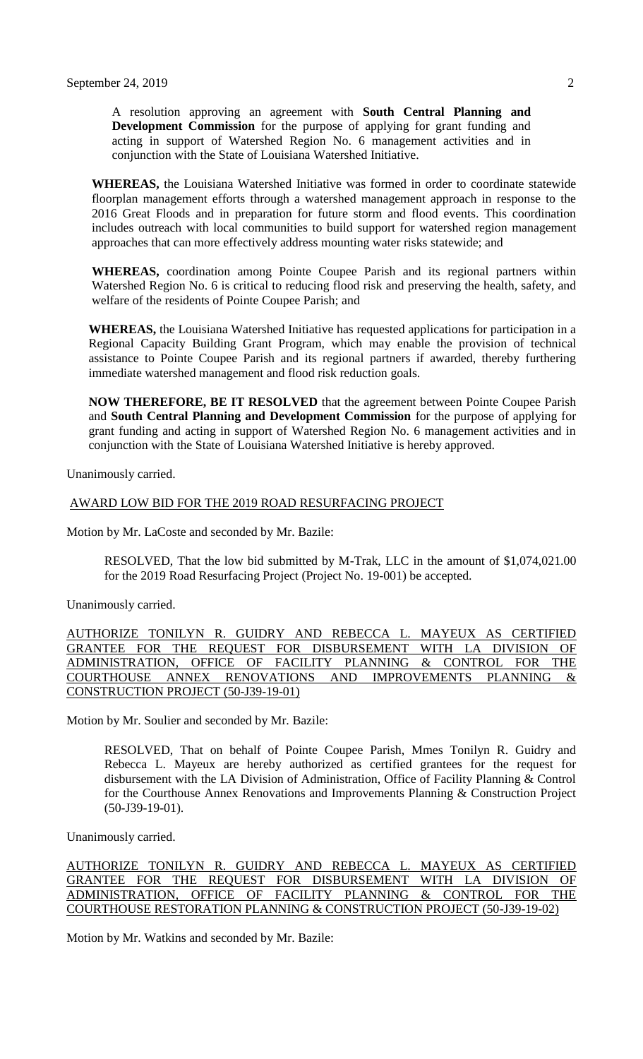A resolution approving an agreement with **South Central Planning and Development Commission** for the purpose of applying for grant funding and acting in support of Watershed Region No. 6 management activities and in conjunction with the State of Louisiana Watershed Initiative.

**WHEREAS,** the Louisiana Watershed Initiative was formed in order to coordinate statewide floorplan management efforts through a watershed management approach in response to the 2016 Great Floods and in preparation for future storm and flood events. This coordination includes outreach with local communities to build support for watershed region management approaches that can more effectively address mounting water risks statewide; and

**WHEREAS,** coordination among Pointe Coupee Parish and its regional partners within Watershed Region No. 6 is critical to reducing flood risk and preserving the health, safety, and welfare of the residents of Pointe Coupee Parish; and

**WHEREAS,** the Louisiana Watershed Initiative has requested applications for participation in a Regional Capacity Building Grant Program, which may enable the provision of technical assistance to Pointe Coupee Parish and its regional partners if awarded, thereby furthering immediate watershed management and flood risk reduction goals.

**NOW THEREFORE, BE IT RESOLVED** that the agreement between Pointe Coupee Parish and **South Central Planning and Development Commission** for the purpose of applying for grant funding and acting in support of Watershed Region No. 6 management activities and in conjunction with the State of Louisiana Watershed Initiative is hereby approved.

Unanimously carried.

AWARD LOW BID FOR THE 2019 ROAD RESURFACING PROJECT

Motion by Mr. LaCoste and seconded by Mr. Bazile:

RESOLVED, That the low bid submitted by M-Trak, LLC in the amount of $1,074,021.00 for the 2019 Road Resurfacing Project (Project No. 19-001) be accepted.

Unanimously carried.

AUTHORIZE TONILYN R. GUIDRY AND REBECCA L. MAYEUX AS CERTIFIED GRANTEE FOR THE REQUEST FOR DISBURSEMENT WITH LA DIVISION OF ADMINISTRATION, OFFICE OF FACILITY PLANNING & CONTROL FOR THE COURTHOUSE ANNEX RENOVATIONS AND IMPROVEMENTS PLANNING & CONSTRUCTION PROJECT (50-J39-19-01)

Motion by Mr. Soulier and seconded by Mr. Bazile:

RESOLVED, That on behalf of Pointe Coupee Parish, Mmes Tonilyn R. Guidry and Rebecca L. Mayeux are hereby authorized as certified grantees for the request for disbursement with the LA Division of Administration, Office of Facility Planning & Control for the Courthouse Annex Renovations and Improvements Planning & Construction Project (50-J39-19-01).

Unanimously carried.

AUTHORIZE TONILYN R. GUIDRY AND REBECCA L. MAYEUX AS CERTIFIED GRANTEE FOR THE REQUEST FOR DISBURSEMENT WITH LA DIVISION OF ADMINISTRATION, OFFICE OF FACILITY PLANNING & CONTROL FOR THE COURTHOUSE RESTORATION PLANNING & CONSTRUCTION PROJECT (50-J39-19-02)

Motion by Mr. Watkins and seconded by Mr. Bazile: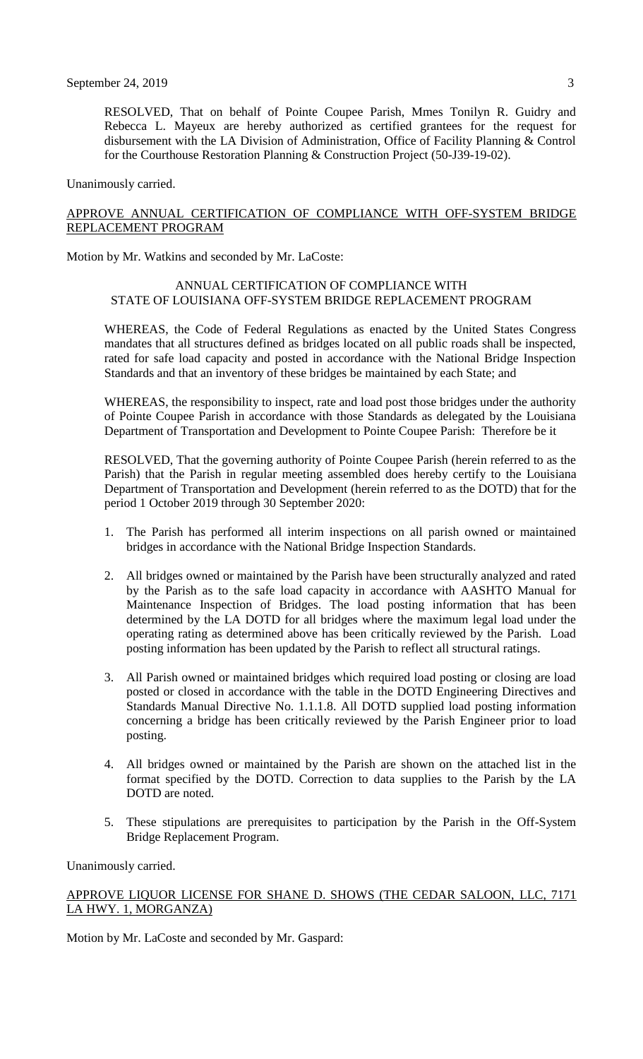RESOLVED, That on behalf of Pointe Coupee Parish, Mmes Tonilyn R. Guidry and Rebecca L. Mayeux are hereby authorized as certified grantees for the request for disbursement with the LA Division of Administration, Office of Facility Planning & Control for the Courthouse Restoration Planning & Construction Project (50-J39-19-02).

Unanimously carried.

<u>APPROVE ANNUAL CERTIFICATION OF COMPLIANCE WITH OFF-SYSTEM BRIDGE REPLACEMENT PROGRAM</u>

Motion by Mr. Watkins and seconded by Mr. LaCoste:

ANNUAL CERTIFICATION OF COMPLIANCE WITH
STATE OF LOUISIANA OFF-SYSTEM BRIDGE REPLACEMENT PROGRAM

WHEREAS, the Code of Federal Regulations as enacted by the United States Congress mandates that all structures defined as bridges located on all public roads shall be inspected, rated for safe load capacity and posted in accordance with the National Bridge Inspection Standards and that an inventory of these bridges be maintained by each State; and

WHEREAS, the responsibility to inspect, rate and load post those bridges under the authority of Pointe Coupee Parish in accordance with those Standards as delegated by the Louisiana Department of Transportation and Development to Pointe Coupee Parish: Therefore be it

RESOLVED, That the governing authority of Pointe Coupee Parish (herein referred to as the Parish) that the Parish in regular meeting assembled does hereby certify to the Louisiana Department of Transportation and Development (herein referred to as the DOTD) that for the period 1 October 2019 through 30 September 2020:

1. The Parish has performed all interim inspections on all parish owned or maintained bridges in accordance with the National Bridge Inspection Standards.

2. All bridges owned or maintained by the Parish have been structurally analyzed and rated by the Parish as to the safe load capacity in accordance with AASHTO Manual for Maintenance Inspection of Bridges. The load posting information that has been determined by the LA DOTD for all bridges where the maximum legal load under the operating rating as determined above has been critically reviewed by the Parish. Load posting information has been updated by the Parish to reflect all structural ratings.

3. All Parish owned or maintained bridges which required load posting or closing are load posted or closed in accordance with the table in the DOTD Engineering Directives and Standards Manual Directive No. 1.1.1.8. All DOTD supplied load posting information concerning a bridge has been critically reviewed by the Parish Engineer prior to load posting.

4. All bridges owned or maintained by the Parish are shown on the attached list in the format specified by the DOTD. Correction to data supplies to the Parish by the LA DOTD are noted.

5. These stipulations are prerequisites to participation by the Parish in the Off-System Bridge Replacement Program.

Unanimously carried.

<u>APPROVE LIQUOR LICENSE FOR SHANE D. SHOWS (THE CEDAR SALOON, LLC, 7171 LA HWY. 1, MORGANZA)</u>

Motion by Mr. LaCoste and seconded by Mr. Gaspard: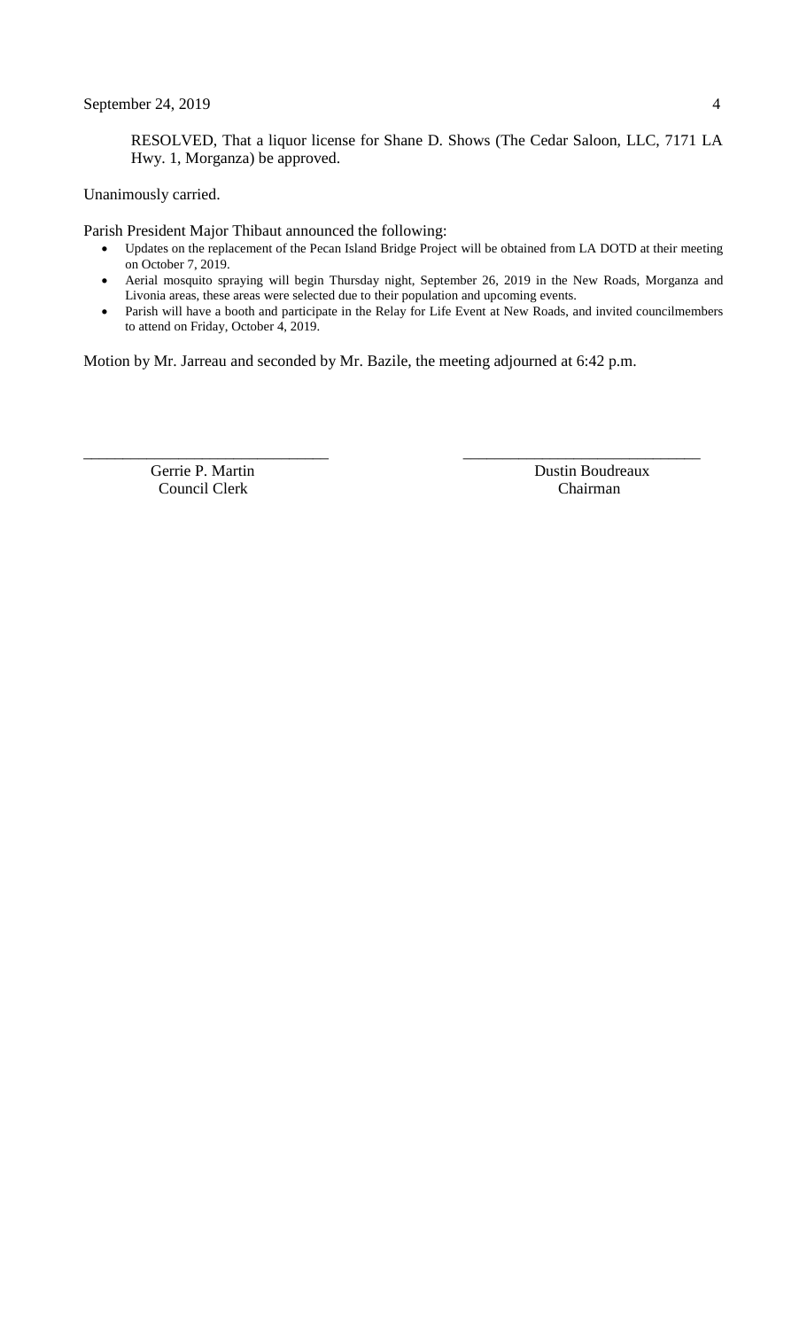RESOLVED, That a liquor license for Shane D. Shows (The Cedar Saloon, LLC, 7171 LA Hwy. 1, Morganza) be approved.

Unanimously carried.

Parish President Major Thibaut announced the following:

- Updates on the replacement of the Pecan Island Bridge Project will be obtained from LA DOTD at their meeting on October 7, 2019.
- Aerial mosquito spraying will begin Thursday night, September 26, 2019 in the New Roads, Morganza and Livonia areas, these areas were selected due to their population and upcoming events.
- Parish will have a booth and participate in the Relay for Life Event at New Roads, and invited councilmembers to attend on Friday, October 4, 2019.

Motion by Mr. Jarreau and seconded by Mr. Bazile, the meeting adjourned at 6:42 p.m.

\_\_\_\_\_\_\_\_\_\_\_\_\_\_\_\_\_\_\_\_\_\_\_\_\_\_\_\_\_\_
Gerrie P. Martin
Council Clerk

\_\_\_\_\_\_\_\_\_\_\_\_\_\_\_\_\_\_\_\_\_\_\_\_\_\_\_\_\_\_
Dustin Boudreaux
Chairman